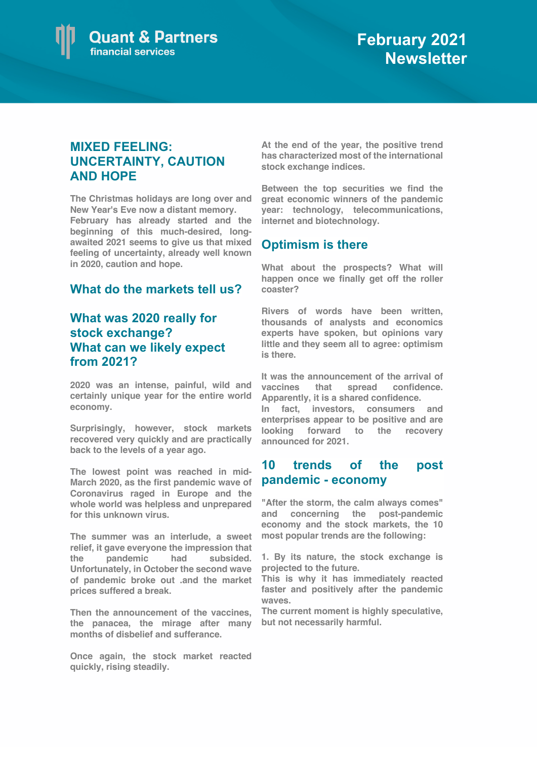Quant & Partners
financial services

# February 2021 Newsletter

## MIXED FEELING: UNCERTAINTY, CAUTION AND HOPE

The Christmas holidays are long over and New Year's Eve now a distant memory. February has already started and the beginning of this much-desired, long-awaited 2021 seems to give us that mixed feeling of uncertainty, already well known in 2020, caution and hope.

## What do the markets tell us?

## What was 2020 really for stock exchange? What can we likely expect from 2021?

2020 was an intense, painful, wild and certainly unique year for the entire world economy.

Surprisingly, however, stock markets recovered very quickly and are practically back to the levels of a year ago.

The lowest point was reached in mid-March 2020, as the first pandemic wave of Coronavirus raged in Europe and the whole world was helpless and unprepared for this unknown virus.

The summer was an interlude, a sweet relief, it gave everyone the impression that the pandemic had subsided. Unfortunately, in October the second wave of pandemic broke out .and the market prices suffered a break.

Then the announcement of the vaccines, the panacea, the mirage after many months of disbelief and sufferance.

Once again, the stock market reacted quickly, rising steadily.

At the end of the year, the positive trend has characterized most of the international stock exchange indices.

Between the top securities we find the great economic winners of the pandemic year: technology, telecommunications, internet and biotechnology.

## Optimism is there

What about the prospects? What will happen once we finally get off the roller coaster?

Rivers of words have been written, thousands of analysts and economics experts have spoken, but opinions vary little and they seem all to agree: optimism is there.

It was the announcement of the arrival of vaccines that spread confidence. Apparently, it is a shared confidence.
In fact, investors, consumers and enterprises appear to be positive and are looking forward to the recovery announced for 2021.

## 10 trends of the post pandemic - economy

"After the storm, the calm always comes" and concerning the post-pandemic economy and the stock markets, the 10 most popular trends are the following:

1. By its nature, the stock exchange is projected to the future.
This is why it has immediately reacted faster and positively after the pandemic waves.
The current moment is highly speculative, but not necessarily harmful.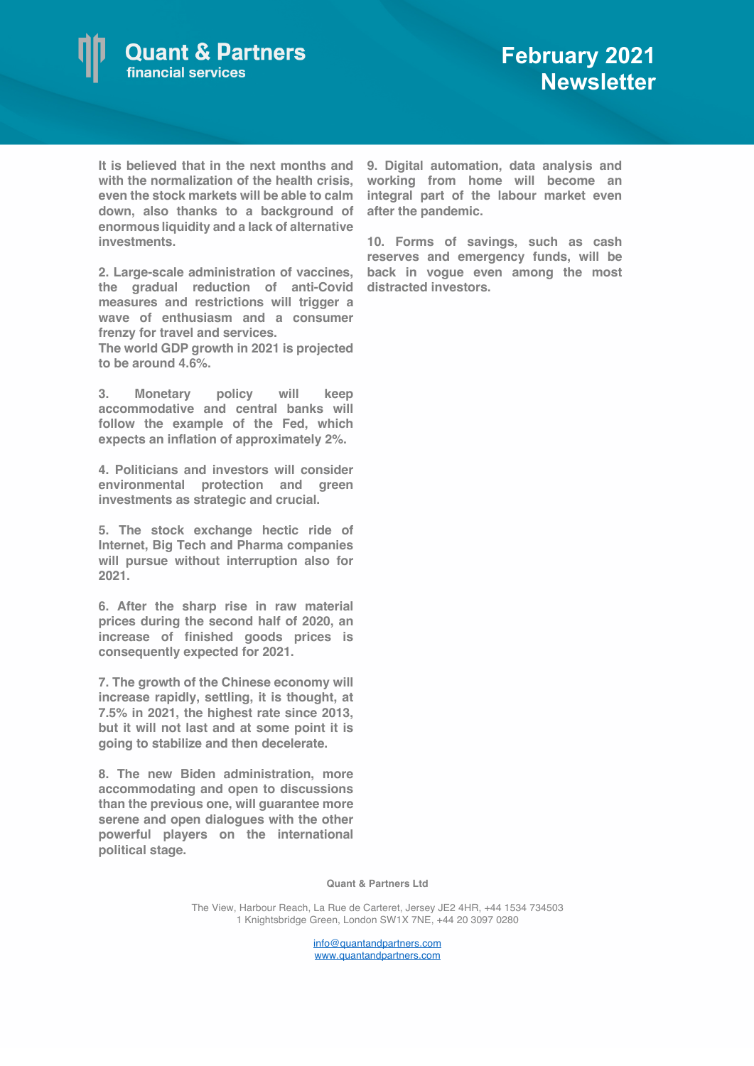# Quant & Partners financial services

# February 2021 Newsletter

**It is believed that in the next months and with the normalization of the health crisis, even the stock markets will be able to calm down, also thanks to a background of enormous liquidity and a lack of alternative investments.**

**2. Large-scale administration of vaccines, the gradual reduction of anti-Covid measures and restrictions will trigger a wave of enthusiasm and a consumer frenzy for travel and services.**
**The world GDP growth in 2021 is projected to be around 4.6%.**

**3. Monetary policy will keep accommodative and central banks will follow the example of the Fed, which expects an inflation of approximately 2%.**

**4. Politicians and investors will consider environmental protection and green investments as strategic and crucial.**

**5. The stock exchange hectic ride of Internet, Big Tech and Pharma companies will pursue without interruption also for 2021.**

**6. After the sharp rise in raw material prices during the second half of 2020, an increase of finished goods prices is consequently expected for 2021.**

**7. The growth of the Chinese economy will increase rapidly, settling, it is thought, at 7.5% in 2021, the highest rate since 2013, but it will not last and at some point it is going to stabilize and then decelerate.**

**8. The new Biden administration, more accommodating and open to discussions than the previous one, will guarantee more serene and open dialogues with the other powerful players on the international political stage.**

**9. Digital automation, data analysis and working from home will become an integral part of the labour market even after the pandemic.**

**10. Forms of savings, such as cash reserves and emergency funds, will be back in vogue even among the most distracted investors.**

**Quant & Partners Ltd**

The View, Harbour Reach, La Rue de Carteret, Jersey JE2 4HR, +44 1534 734503
1 Knightsbridge Green, London SW1X 7NE, +44 20 3097 0280

info@quantandpartners.com
www.quantandpartners.com